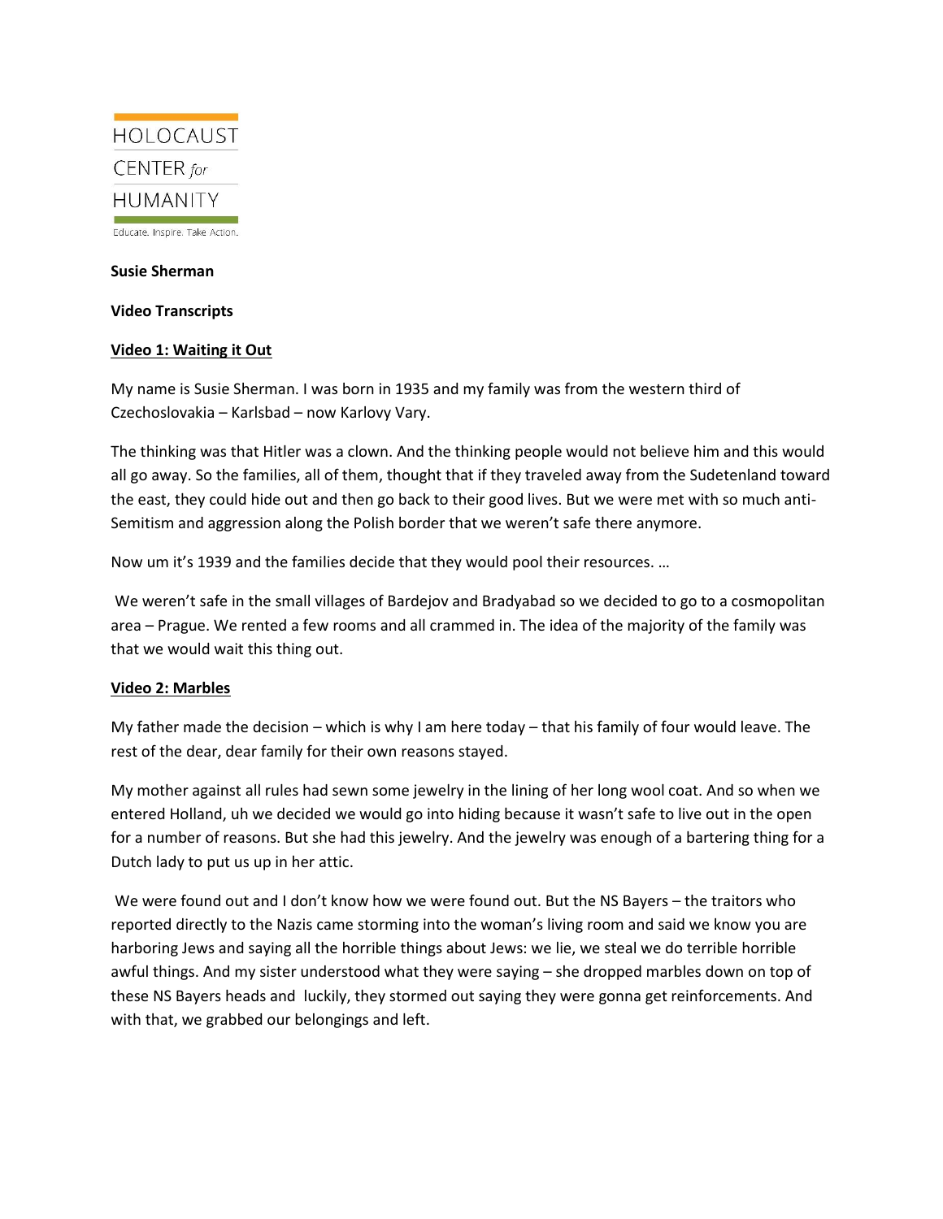HOLOCAUST

CENTER *for*

HUMANITY

Educate. Inspire. Take Action.

**Susie Sherman**

**Video Transcripts**

**Video 1: Waiting it Out**

My name is Susie Sherman. I was born in 1935 and my family was from the western third of Czechoslovakia – Karlsbad – now Karlovy Vary.

The thinking was that Hitler was a clown. And the thinking people would not believe him and this would all go away. So the families, all of them, thought that if they traveled away from the Sudetenland toward the east, they could hide out and then go back to their good lives. But we were met with so much anti-Semitism and aggression along the Polish border that we weren't safe there anymore.

Now um it's 1939 and the families decide that they would pool their resources. …

We weren't safe in the small villages of Bardejov and Bradyabad so we decided to go to a cosmopolitan area – Prague. We rented a few rooms and all crammed in. The idea of the majority of the family was that we would wait this thing out.

**Video 2: Marbles**

My father made the decision – which is why I am here today – that his family of four would leave. The rest of the dear, dear family for their own reasons stayed.

My mother against all rules had sewn some jewelry in the lining of her long wool coat. And so when we entered Holland, uh we decided we would go into hiding because it wasn't safe to live out in the open for a number of reasons. But she had this jewelry. And the jewelry was enough of a bartering thing for a Dutch lady to put us up in her attic.

We were found out and I don't know how we were found out. But the NS Bayers – the traitors who reported directly to the Nazis came storming into the woman's living room and said we know you are harboring Jews and saying all the horrible things about Jews: we lie, we steal we do terrible horrible awful things. And my sister understood what they were saying – she dropped marbles down on top of these NS Bayers heads and luckily, they stormed out saying they were gonna get reinforcements. And with that, we grabbed our belongings and left.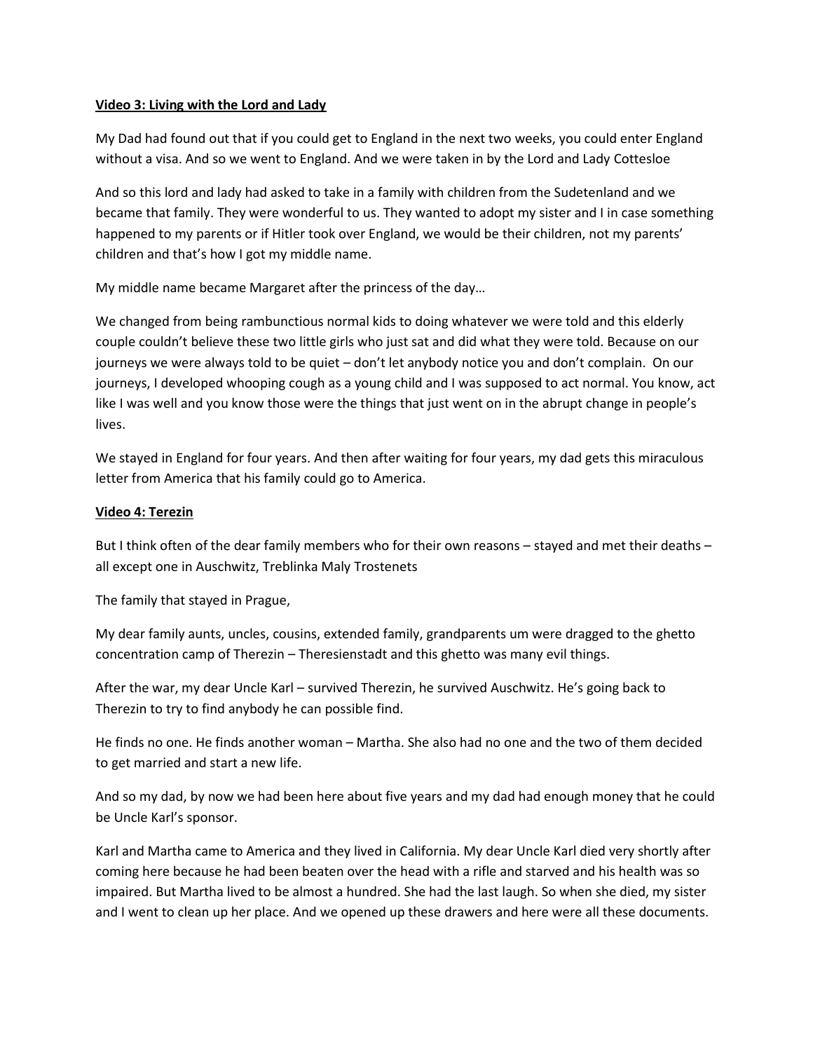**Video 3: Living with the Lord and Lady**

My Dad had found out that if you could get to England in the next two weeks, you could enter England without a visa. And so we went to England. And we were taken in by the Lord and Lady Cottesloe

And so this lord and lady had asked to take in a family with children from the Sudetenland and we became that family. They were wonderful to us. They wanted to adopt my sister and I in case something happened to my parents or if Hitler took over England, we would be their children, not my parents' children and that's how I got my middle name.

My middle name became Margaret after the princess of the day…

We changed from being rambunctious normal kids to doing whatever we were told and this elderly couple couldn't believe these two little girls who just sat and did what they were told. Because on our journeys we were always told to be quiet – don't let anybody notice you and don't complain. On our journeys, I developed whooping cough as a young child and I was supposed to act normal. You know, act like I was well and you know those were the things that just went on in the abrupt change in people's lives.

We stayed in England for four years. And then after waiting for four years, my dad gets this miraculous letter from America that his family could go to America.

**Video 4: Terezin**

But I think often of the dear family members who for their own reasons – stayed and met their deaths – all except one in Auschwitz, Treblinka Maly Trostenets

The family that stayed in Prague,

My dear family aunts, uncles, cousins, extended family, grandparents um were dragged to the ghetto concentration camp of Therezin – Theresienstadt and this ghetto was many evil things.

After the war, my dear Uncle Karl – survived Therezin, he survived Auschwitz. He's going back to Therezin to try to find anybody he can possible find.

He finds no one. He finds another woman – Martha. She also had no one and the two of them decided to get married and start a new life.

And so my dad, by now we had been here about five years and my dad had enough money that he could be Uncle Karl's sponsor.

Karl and Martha came to America and they lived in California. My dear Uncle Karl died very shortly after coming here because he had been beaten over the head with a rifle and starved and his health was so impaired. But Martha lived to be almost a hundred. She had the last laugh. So when she died, my sister and I went to clean up her place. And we opened up these drawers and here were all these documents.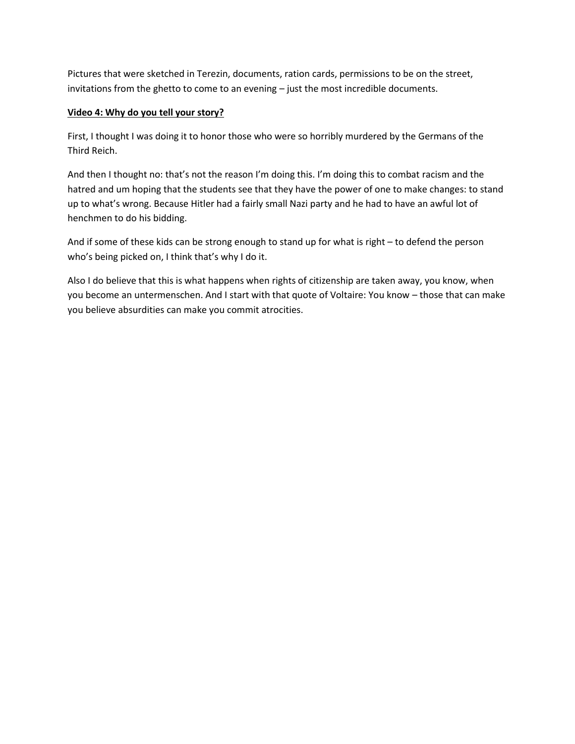Pictures that were sketched in Terezin, documents, ration cards, permissions to be on the street, invitations from the ghetto to come to an evening – just the most incredible documents.

**Video 4: Why do you tell your story?**

First, I thought I was doing it to honor those who were so horribly murdered by the Germans of the Third Reich.

And then I thought no: that's not the reason I'm doing this. I'm doing this to combat racism and the hatred and um hoping that the students see that they have the power of one to make changes: to stand up to what's wrong. Because Hitler had a fairly small Nazi party and he had to have an awful lot of henchmen to do his bidding.

And if some of these kids can be strong enough to stand up for what is right – to defend the person who's being picked on, I think that's why I do it.

Also I do believe that this is what happens when rights of citizenship are taken away, you know, when you become an untermenschen. And I start with that quote of Voltaire: You know – those that can make you believe absurdities can make you commit atrocities.